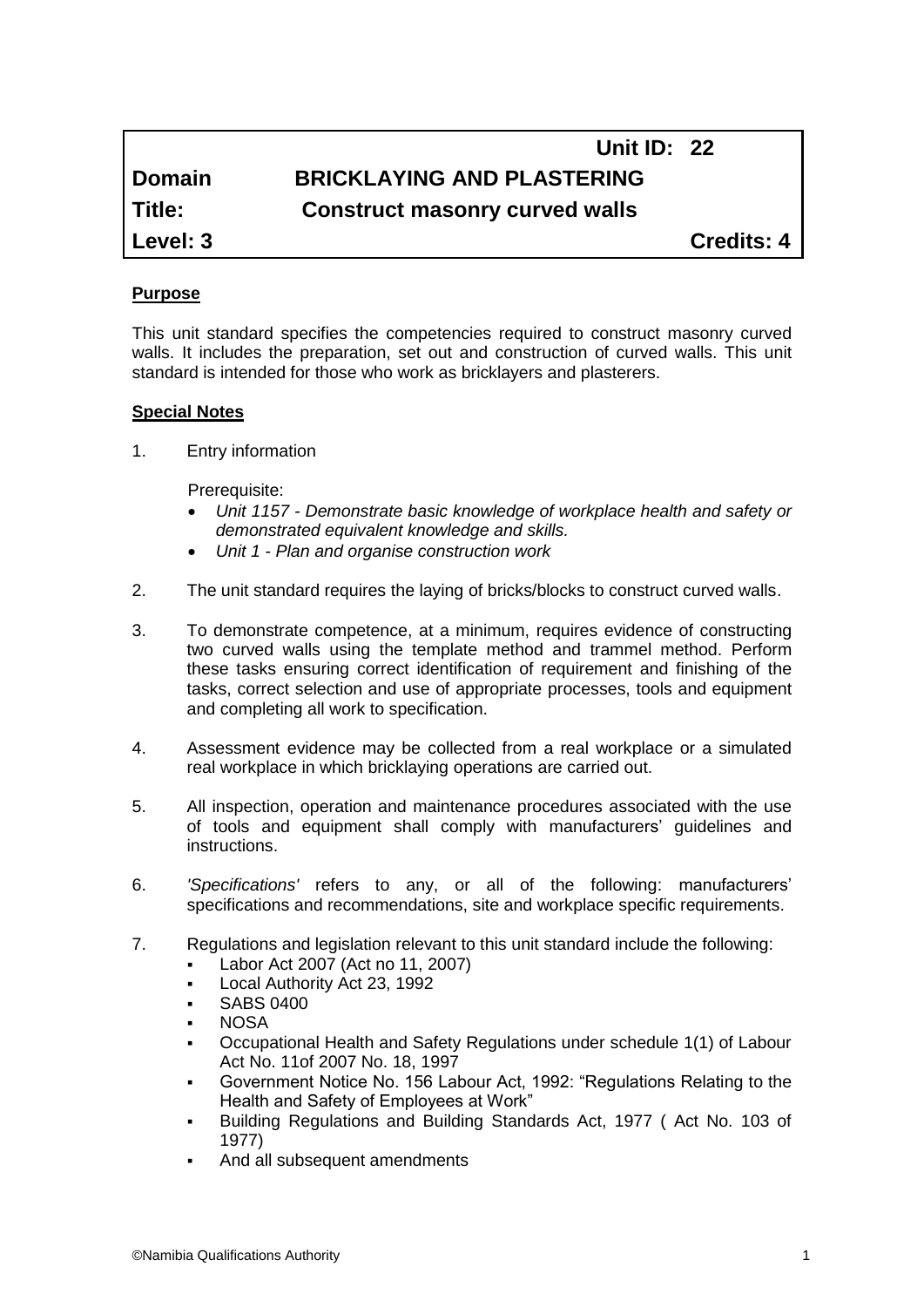| | Unit ID: 22 |
|---|---|
| **Domain** | **BRICKLAYING AND PLASTERING** |
| **Title:** | **Construct masonry curved walls** |
| **Level: 3** | **Credits: 4** |

**Purpose**

This unit standard specifies the competencies required to construct masonry curved walls. It includes the preparation, set out and construction of curved walls. This unit standard is intended for those who work as bricklayers and plasterers.

**Special Notes**

1. Entry information

   Prerequisite:
   - *Unit 1157 - Demonstrate basic knowledge of workplace health and safety or demonstrated equivalent knowledge and skills.*
   - *Unit 1 - Plan and organise construction work*

2. The unit standard requires the laying of bricks/blocks to construct curved walls.

3. To demonstrate competence, at a minimum, requires evidence of constructing two curved walls using the template method and trammel method. Perform these tasks ensuring correct identification of requirement and finishing of the tasks, correct selection and use of appropriate processes, tools and equipment and completing all work to specification.

4. Assessment evidence may be collected from a real workplace or a simulated real workplace in which bricklaying operations are carried out.

5. All inspection, operation and maintenance procedures associated with the use of tools and equipment shall comply with manufacturers' guidelines and instructions.

6. *'Specifications'* refers to any, or all of the following: manufacturers' specifications and recommendations, site and workplace specific requirements.

7. Regulations and legislation relevant to this unit standard include the following:
   - Labor Act 2007 (Act no 11, 2007)
   - Local Authority Act 23, 1992
   - SABS 0400
   - NOSA
   - Occupational Health and Safety Regulations under schedule 1(1) of Labour Act No. 11of 2007 No. 18, 1997
   - Government Notice No. 156 Labour Act, 1992: "Regulations Relating to the Health and Safety of Employees at Work"
   - Building Regulations and Building Standards Act, 1977 ( Act No. 103 of 1977)
   - And all subsequent amendments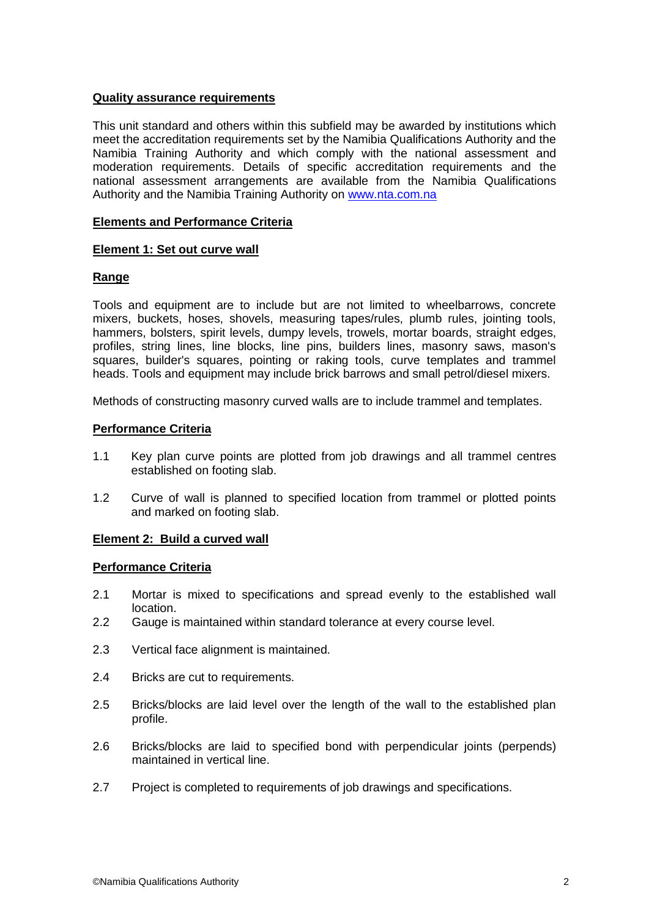**Quality assurance requirements**

This unit standard and others within this subfield may be awarded by institutions which meet the accreditation requirements set by the Namibia Qualifications Authority and the Namibia Training Authority and which comply with the national assessment and moderation requirements. Details of specific accreditation requirements and the national assessment arrangements are available from the Namibia Qualifications Authority and the Namibia Training Authority on www.nta.com.na

**Elements and Performance Criteria**

**Element 1: Set out curve wall**

**Range**

Tools and equipment are to include but are not limited to wheelbarrows, concrete mixers, buckets, hoses, shovels, measuring tapes/rules, plumb rules, jointing tools, hammers, bolsters, spirit levels, dumpy levels, trowels, mortar boards, straight edges, profiles, string lines, line blocks, line pins, builders lines, masonry saws, mason's squares, builder's squares, pointing or raking tools, curve templates and trammel heads. Tools and equipment may include brick barrows and small petrol/diesel mixers.

Methods of constructing masonry curved walls are to include trammel and templates.

**Performance Criteria**

1.1 Key plan curve points are plotted from job drawings and all trammel centres established on footing slab.

1.2 Curve of wall is planned to specified location from trammel or plotted points and marked on footing slab.

**Element 2: Build a curved wall**

**Performance Criteria**

2.1 Mortar is mixed to specifications and spread evenly to the established wall location.

2.2 Gauge is maintained within standard tolerance at every course level.

2.3 Vertical face alignment is maintained.

2.4 Bricks are cut to requirements.

2.5 Bricks/blocks are laid level over the length of the wall to the established plan profile.

2.6 Bricks/blocks are laid to specified bond with perpendicular joints (perpends) maintained in vertical line.

2.7 Project is completed to requirements of job drawings and specifications.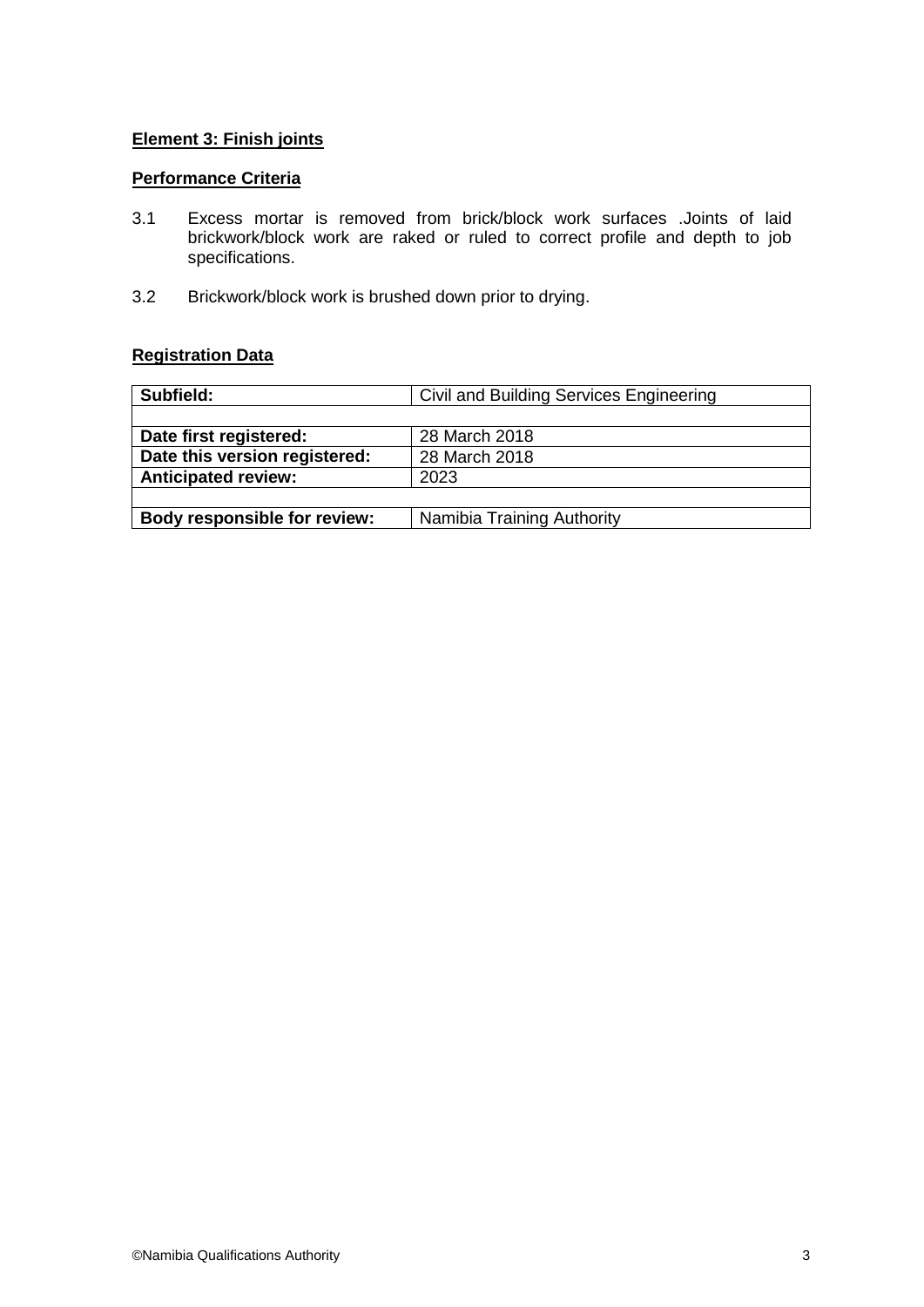**Element 3: Finish joints**

**Performance Criteria**

3.1 Excess mortar is removed from brick/block work surfaces .Joints of laid brickwork/block work are raked or ruled to correct profile and depth to job specifications.

3.2 Brickwork/block work is brushed down prior to drying.

**Registration Data**

| | |
|---|---|
| **Subfield:** | Civil and Building Services Engineering |
| | |
| **Date first registered:** | 28 March 2018 |
| **Date this version registered:** | 28 March 2018 |
| **Anticipated review:** | 2023 |
| | |
| **Body responsible for review:** | Namibia Training Authority |